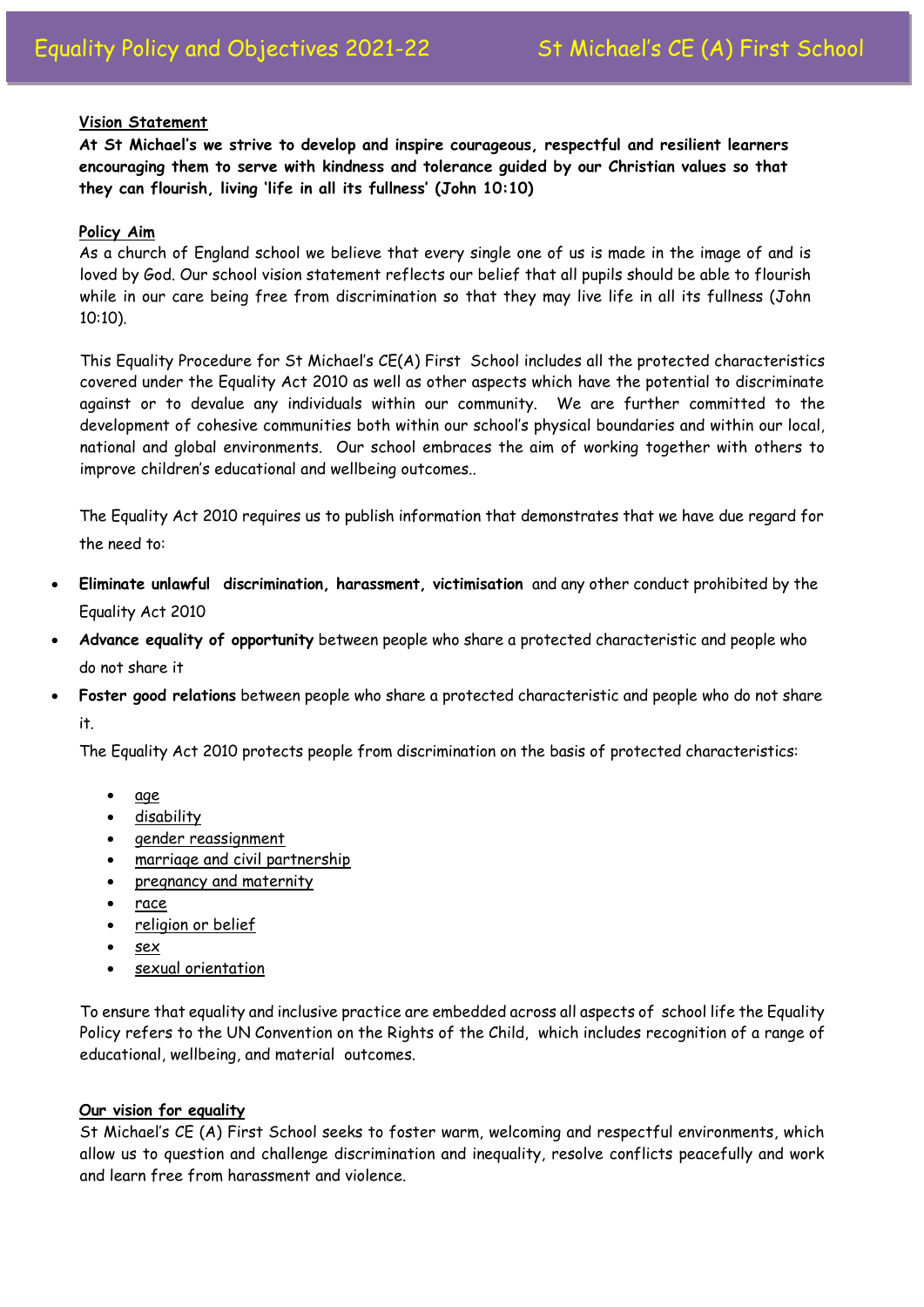# Equality Policy and Objectives 2021-22 — St Michael's CE (A) First School

**Vision Statement**

**At St Michael's we strive to develop and inspire courageous, respectful and resilient learners encouraging them to serve with kindness and tolerance guided by our Christian values so that they can flourish, living 'life in all its fullness' (John 10:10)**

**Policy Aim**

As a church of England school we believe that every single one of us is made in the image of and is loved by God. Our school vision statement reflects our belief that all pupils should be able to flourish while in our care being free from discrimination so that they may live life in all its fullness (John 10:10).

This Equality Procedure for St Michael's CE(A) First School includes all the protected characteristics covered under the Equality Act 2010 as well as other aspects which have the potential to discriminate against or to devalue any individuals within our community. We are further committed to the development of cohesive communities both within our school's physical boundaries and within our local, national and global environments. Our school embraces the aim of working together with others to improve children's educational and wellbeing outcomes..

The Equality Act 2010 requires us to publish information that demonstrates that we have due regard for the need to:

- **Eliminate unlawful discrimination, harassment, victimisation** and any other conduct prohibited by the Equality Act 2010
- **Advance equality of opportunity** between people who share a protected characteristic and people who do not share it
- **Foster good relations** between people who share a protected characteristic and people who do not share it.

The Equality Act 2010 protects people from discrimination on the basis of protected characteristics:

- age
- disability
- gender reassignment
- marriage and civil partnership
- pregnancy and maternity
- race
- religion or belief
- sex
- sexual orientation

To ensure that equality and inclusive practice are embedded across all aspects of school life the Equality Policy refers to the UN Convention on the Rights of the Child, which includes recognition of a range of educational, wellbeing, and material outcomes.

**Our vision for equality**

St Michael's CE (A) First School seeks to foster warm, welcoming and respectful environments, which allow us to question and challenge discrimination and inequality, resolve conflicts peacefully and work and learn free from harassment and violence.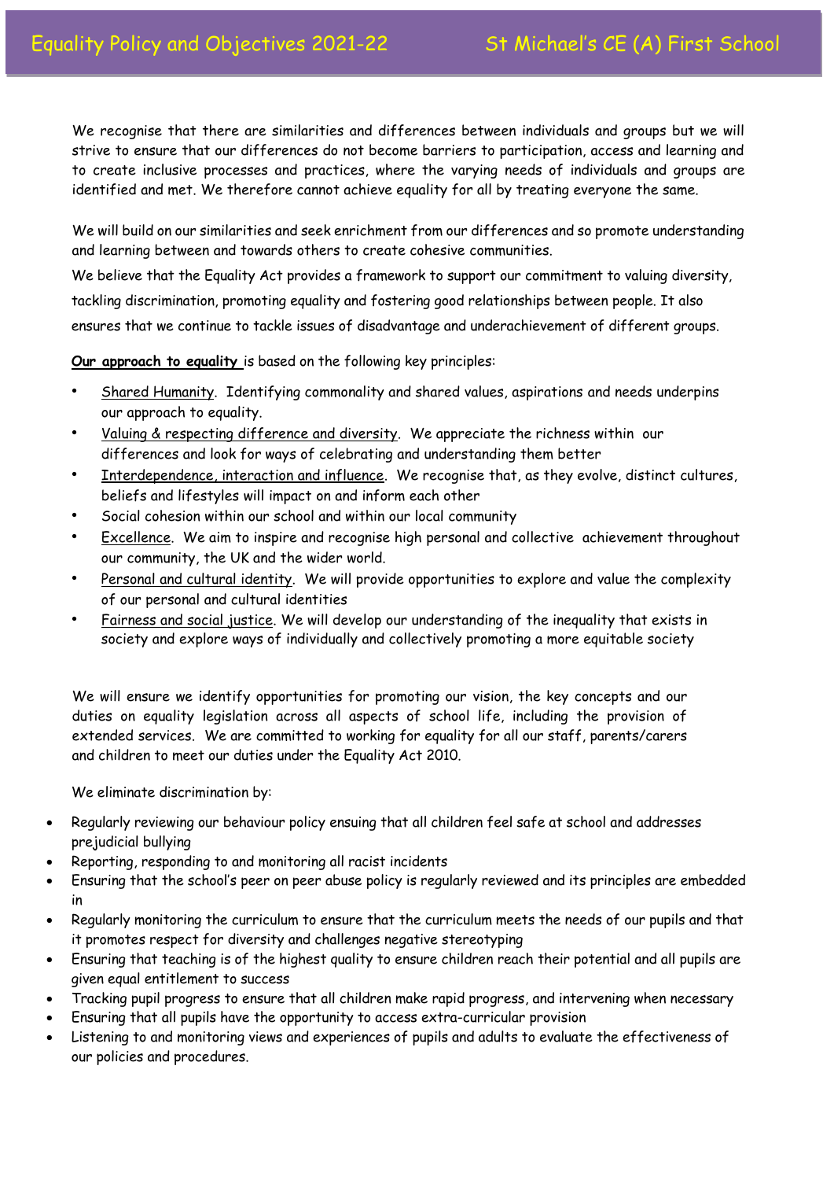We recognise that there are similarities and differences between individuals and groups but we will strive to ensure that our differences do not become barriers to participation, access and learning and to create inclusive processes and practices, where the varying needs of individuals and groups are identified and met. We therefore cannot achieve equality for all by treating everyone the same.

We will build on our similarities and seek enrichment from our differences and so promote understanding and learning between and towards others to create cohesive communities.

We believe that the Equality Act provides a framework to support our commitment to valuing diversity, tackling discrimination, promoting equality and fostering good relationships between people. It also ensures that we continue to tackle issues of disadvantage and underachievement of different groups.

**Our approach to equality** is based on the following key principles:

- Shared Humanity. Identifying commonality and shared values, aspirations and needs underpins our approach to equality.
- Valuing & respecting difference and diversity. We appreciate the richness within our differences and look for ways of celebrating and understanding them better
- Interdependence, interaction and influence. We recognise that, as they evolve, distinct cultures, beliefs and lifestyles will impact on and inform each other
- Social cohesion within our school and within our local community
- Excellence. We aim to inspire and recognise high personal and collective achievement throughout our community, the UK and the wider world.
- Personal and cultural identity. We will provide opportunities to explore and value the complexity of our personal and cultural identities
- Fairness and social justice. We will develop our understanding of the inequality that exists in society and explore ways of individually and collectively promoting a more equitable society

We will ensure we identify opportunities for promoting our vision, the key concepts and our duties on equality legislation across all aspects of school life, including the provision of extended services. We are committed to working for equality for all our staff, parents/carers and children to meet our duties under the Equality Act 2010.

We eliminate discrimination by:

- Regularly reviewing our behaviour policy ensuing that all children feel safe at school and addresses prejudicial bullying
- Reporting, responding to and monitoring all racist incidents
- Ensuring that the school's peer on peer abuse policy is regularly reviewed and its principles are embedded in
- Regularly monitoring the curriculum to ensure that the curriculum meets the needs of our pupils and that it promotes respect for diversity and challenges negative stereotyping
- Ensuring that teaching is of the highest quality to ensure children reach their potential and all pupils are given equal entitlement to success
- Tracking pupil progress to ensure that all children make rapid progress, and intervening when necessary
- Ensuring that all pupils have the opportunity to access extra-curricular provision
- Listening to and monitoring views and experiences of pupils and adults to evaluate the effectiveness of our policies and procedures.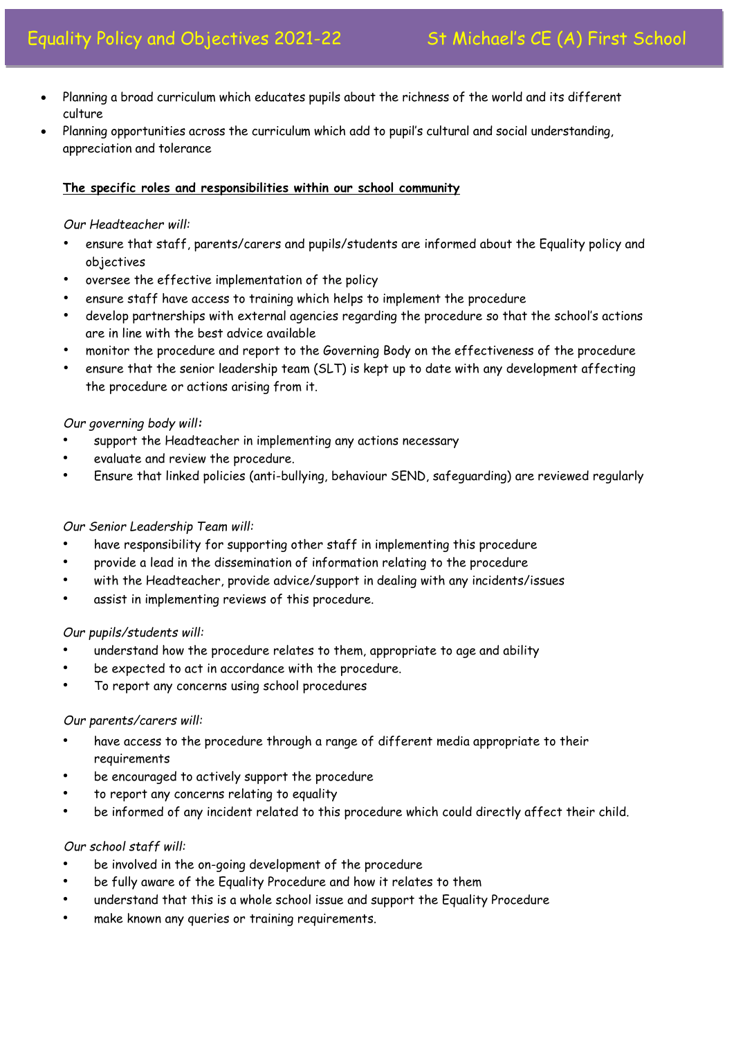- Planning a broad curriculum which educates pupils about the richness of the world and its different culture
- Planning opportunities across the curriculum which add to pupil's cultural and social understanding, appreciation and tolerance

**The specific roles and responsibilities within our school community**

*Our Headteacher will:*

- ensure that staff, parents/carers and pupils/students are informed about the Equality policy and objectives
- oversee the effective implementation of the policy
- ensure staff have access to training which helps to implement the procedure
- develop partnerships with external agencies regarding the procedure so that the school's actions are in line with the best advice available
- monitor the procedure and report to the Governing Body on the effectiveness of the procedure
- ensure that the senior leadership team (SLT) is kept up to date with any development affecting the procedure or actions arising from it.

*Our governing body will:*

- support the Headteacher in implementing any actions necessary
- evaluate and review the procedure.
- Ensure that linked policies (anti-bullying, behaviour SEND, safeguarding) are reviewed regularly

*Our Senior Leadership Team will:*

- have responsibility for supporting other staff in implementing this procedure
- provide a lead in the dissemination of information relating to the procedure
- with the Headteacher, provide advice/support in dealing with any incidents/issues
- assist in implementing reviews of this procedure.

*Our pupils/students will:*

- understand how the procedure relates to them, appropriate to age and ability
- be expected to act in accordance with the procedure.
- To report any concerns using school procedures

*Our parents/carers will:*

- have access to the procedure through a range of different media appropriate to their requirements
- be encouraged to actively support the procedure
- to report any concerns relating to equality
- be informed of any incident related to this procedure which could directly affect their child.

*Our school staff will:*

- be involved in the on-going development of the procedure
- be fully aware of the Equality Procedure and how it relates to them
- understand that this is a whole school issue and support the Equality Procedure
- make known any queries or training requirements.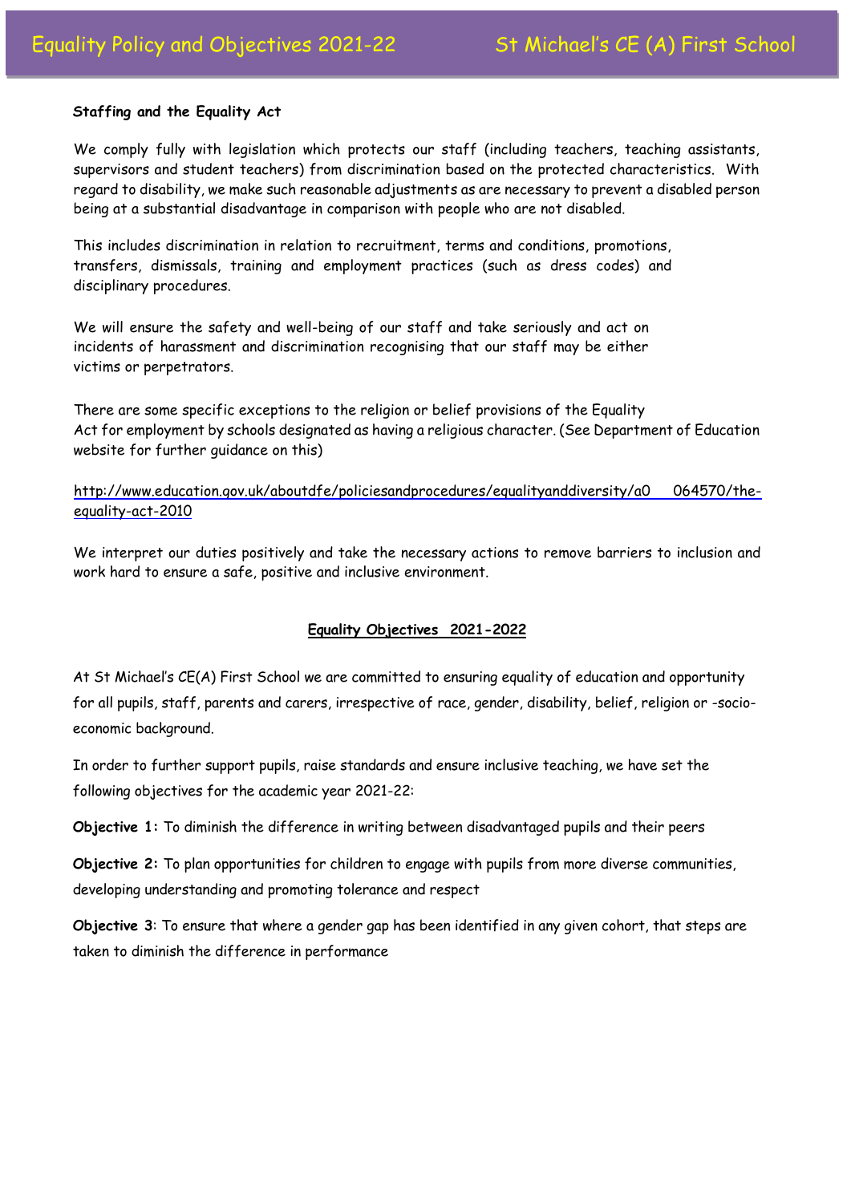**Staffing and the Equality Act**

We comply fully with legislation which protects our staff (including teachers, teaching assistants, supervisors and student teachers) from discrimination based on the protected characteristics. With regard to disability, we make such reasonable adjustments as are necessary to prevent a disabled person being at a substantial disadvantage in comparison with people who are not disabled.

This includes discrimination in relation to recruitment, terms and conditions, promotions, transfers, dismissals, training and employment practices (such as dress codes) and disciplinary procedures.

We will ensure the safety and well-being of our staff and take seriously and act on incidents of harassment and discrimination recognising that our staff may be either victims or perpetrators.

There are some specific exceptions to the religion or belief provisions of the Equality Act for employment by schools designated as having a religious character. (See Department of Education website for further guidance on this)

http://www.education.gov.uk/aboutdfe/policiesandprocedures/equalityanddiversity/a0 064570/the-equality-act-2010

We interpret our duties positively and take the necessary actions to remove barriers to inclusion and work hard to ensure a safe, positive and inclusive environment.

## Equality Objectives 2021-2022

At St Michael's CE(A) First School we are committed to ensuring equality of education and opportunity for all pupils, staff, parents and carers, irrespective of race, gender, disability, belief, religion or -socio-economic background.

In order to further support pupils, raise standards and ensure inclusive teaching, we have set the following objectives for the academic year 2021-22:

**Objective 1:** To diminish the difference in writing between disadvantaged pupils and their peers

**Objective 2:** To plan opportunities for children to engage with pupils from more diverse communities, developing understanding and promoting tolerance and respect

**Objective 3**: To ensure that where a gender gap has been identified in any given cohort, that steps are taken to diminish the difference in performance